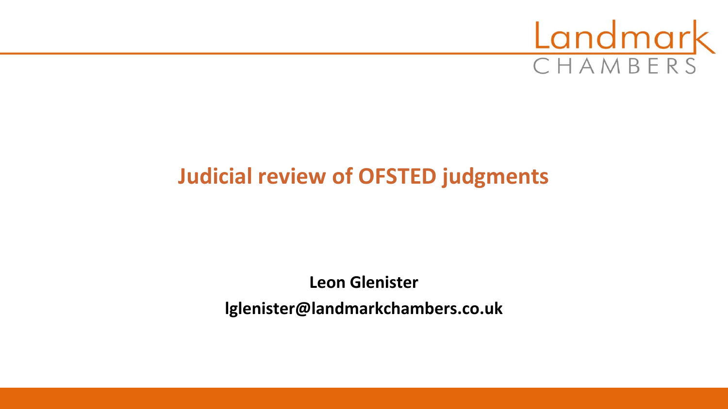Landmark CHAMBERS

# Judicial review of OFSTED judgments

**Leon Glenister**

**lglenister@landmarkchambers.co.uk**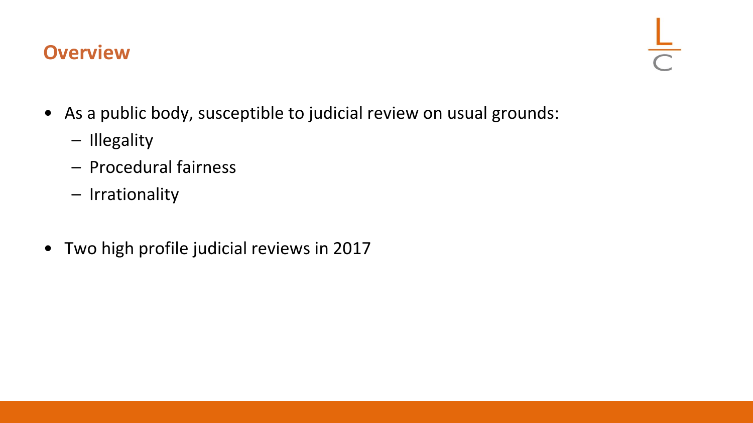## Overview

- As a public body, susceptible to judicial review on usual grounds:
  - Illegality
  - Procedural fairness
  - Irrationality
- Two high profile judicial reviews in 2017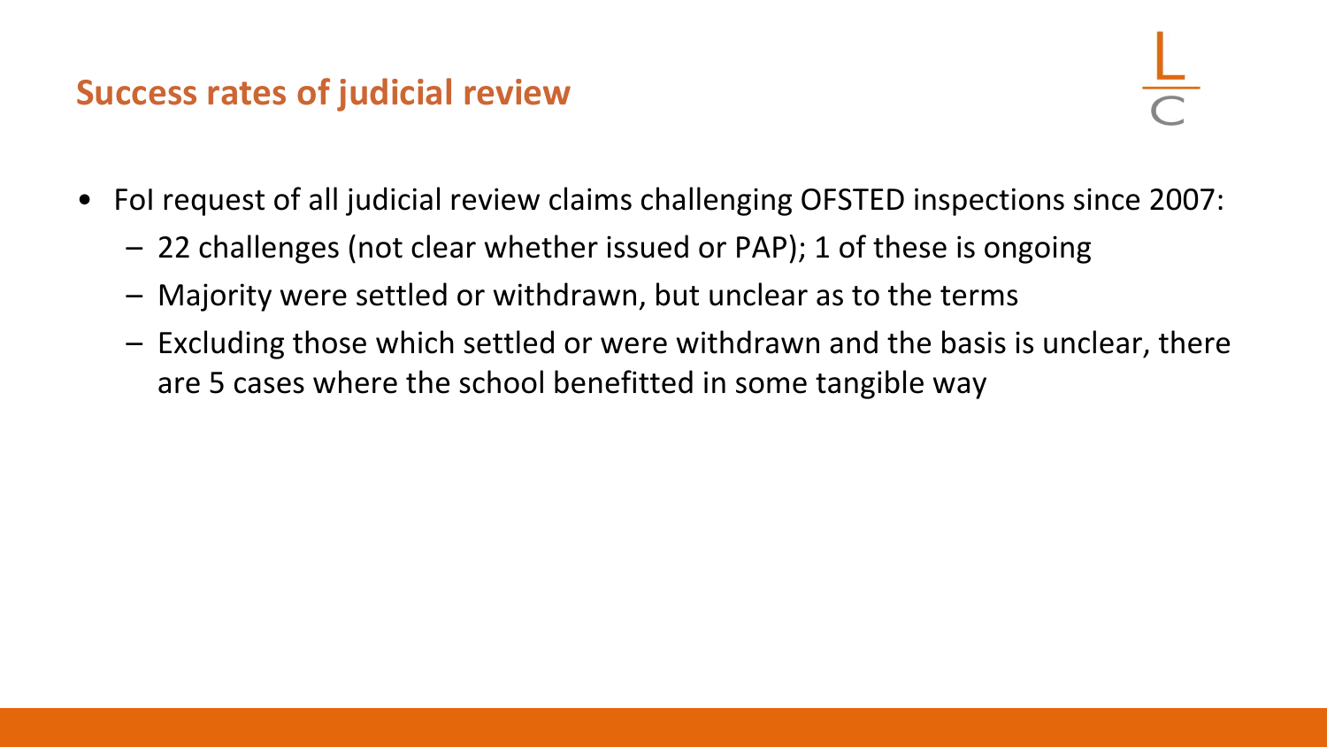## Success rates of judicial review

- FoI request of all judicial review claims challenging OFSTED inspections since 2007:
  - 22 challenges (not clear whether issued or PAP); 1 of these is ongoing
  - Majority were settled or withdrawn, but unclear as to the terms
  - Excluding those which settled or were withdrawn and the basis is unclear, there are 5 cases where the school benefitted in some tangible way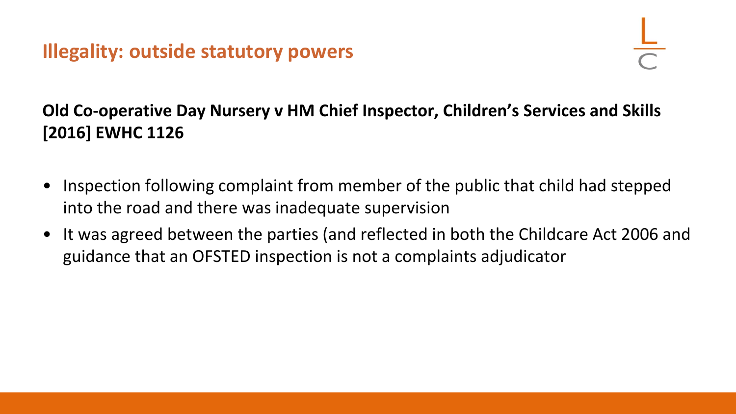## Illegality: outside statutory powers

**Old Co-operative Day Nursery v HM Chief Inspector, Children's Services and Skills [2016] EWHC 1126**

- Inspection following complaint from member of the public that child had stepped into the road and there was inadequate supervision
- It was agreed between the parties (and reflected in both the Childcare Act 2006 and guidance that an OFSTED inspection is not a complaints adjudicator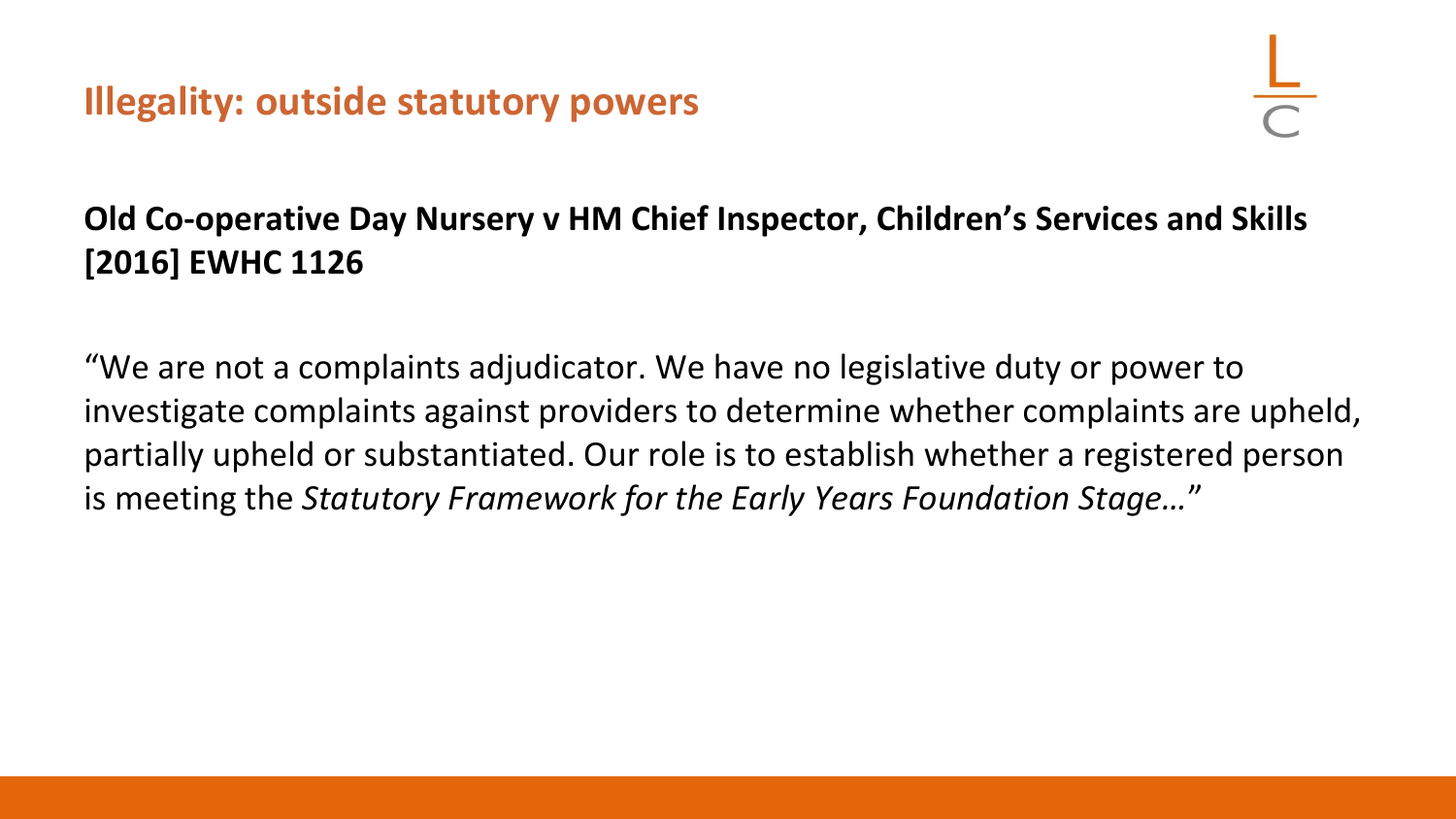## Illegality: outside statutory powers

**Old Co-operative Day Nursery v HM Chief Inspector, Children's Services and Skills [2016] EWHC 1126**

"We are not a complaints adjudicator. We have no legislative duty or power to investigate complaints against providers to determine whether complaints are upheld, partially upheld or substantiated. Our role is to establish whether a registered person is meeting the *Statutory Framework for the Early Years Foundation Stage…*"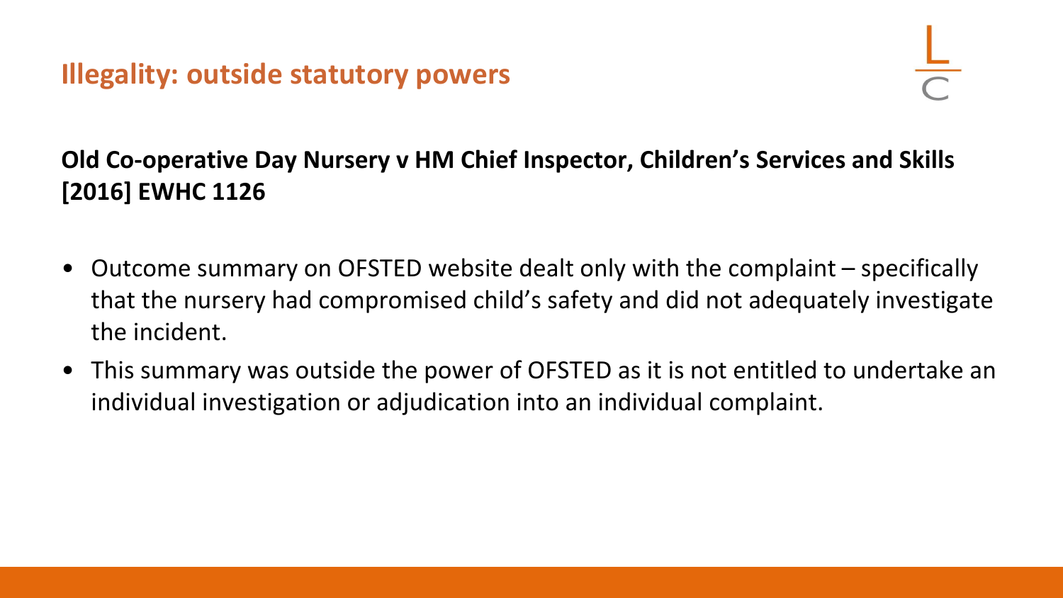## Illegality: outside statutory powers

**Old Co-operative Day Nursery v HM Chief Inspector, Children's Services and Skills [2016] EWHC 1126**

- Outcome summary on OFSTED website dealt only with the complaint – specifically that the nursery had compromised child's safety and did not adequately investigate the incident.
- This summary was outside the power of OFSTED as it is not entitled to undertake an individual investigation or adjudication into an individual complaint.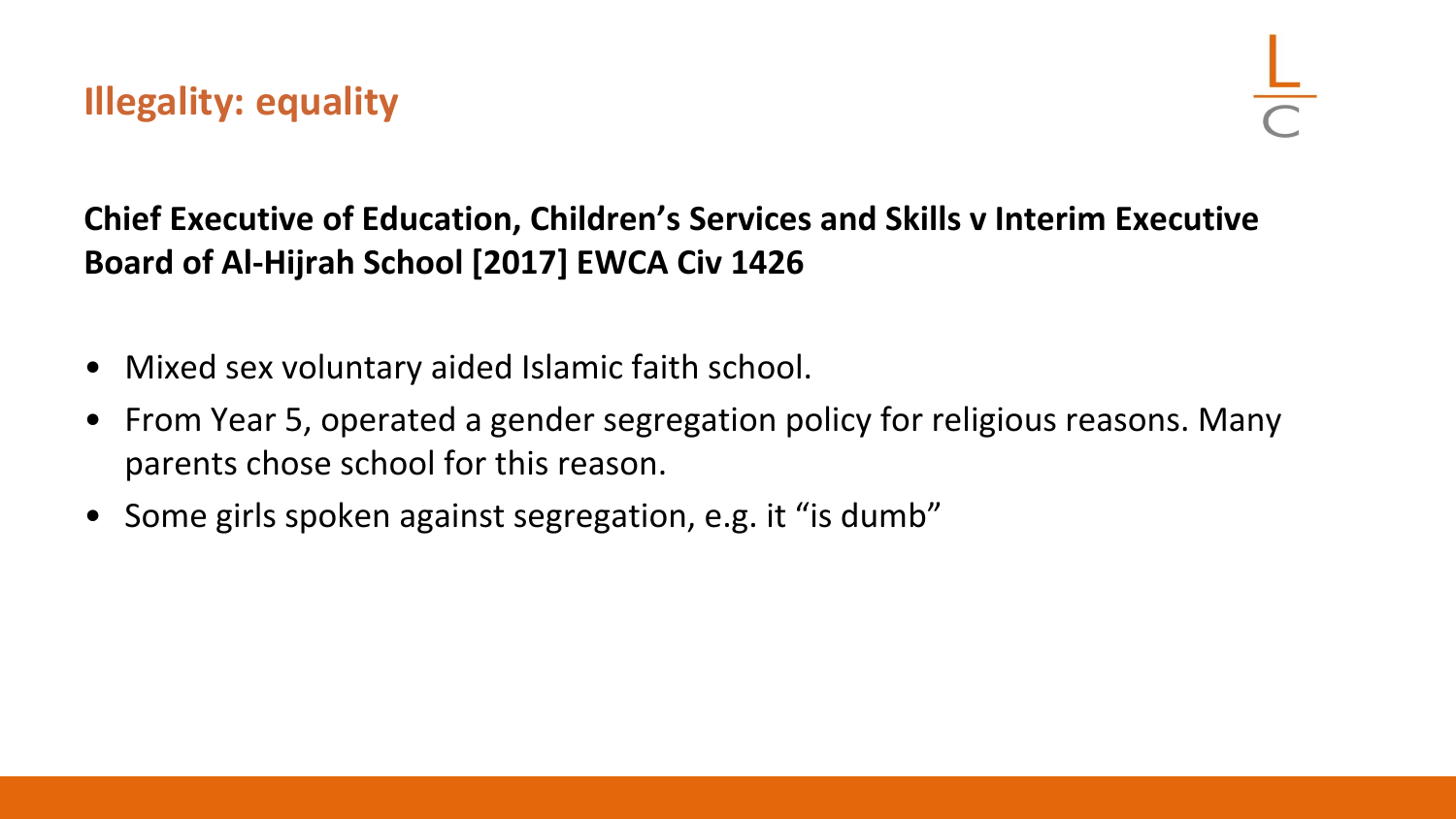## Illegality: equality

**Chief Executive of Education, Children's Services and Skills v Interim Executive Board of Al-Hijrah School [2017] EWCA Civ 1426**

- Mixed sex voluntary aided Islamic faith school.
- From Year 5, operated a gender segregation policy for religious reasons. Many parents chose school for this reason.
- Some girls spoken against segregation, e.g. it "is dumb"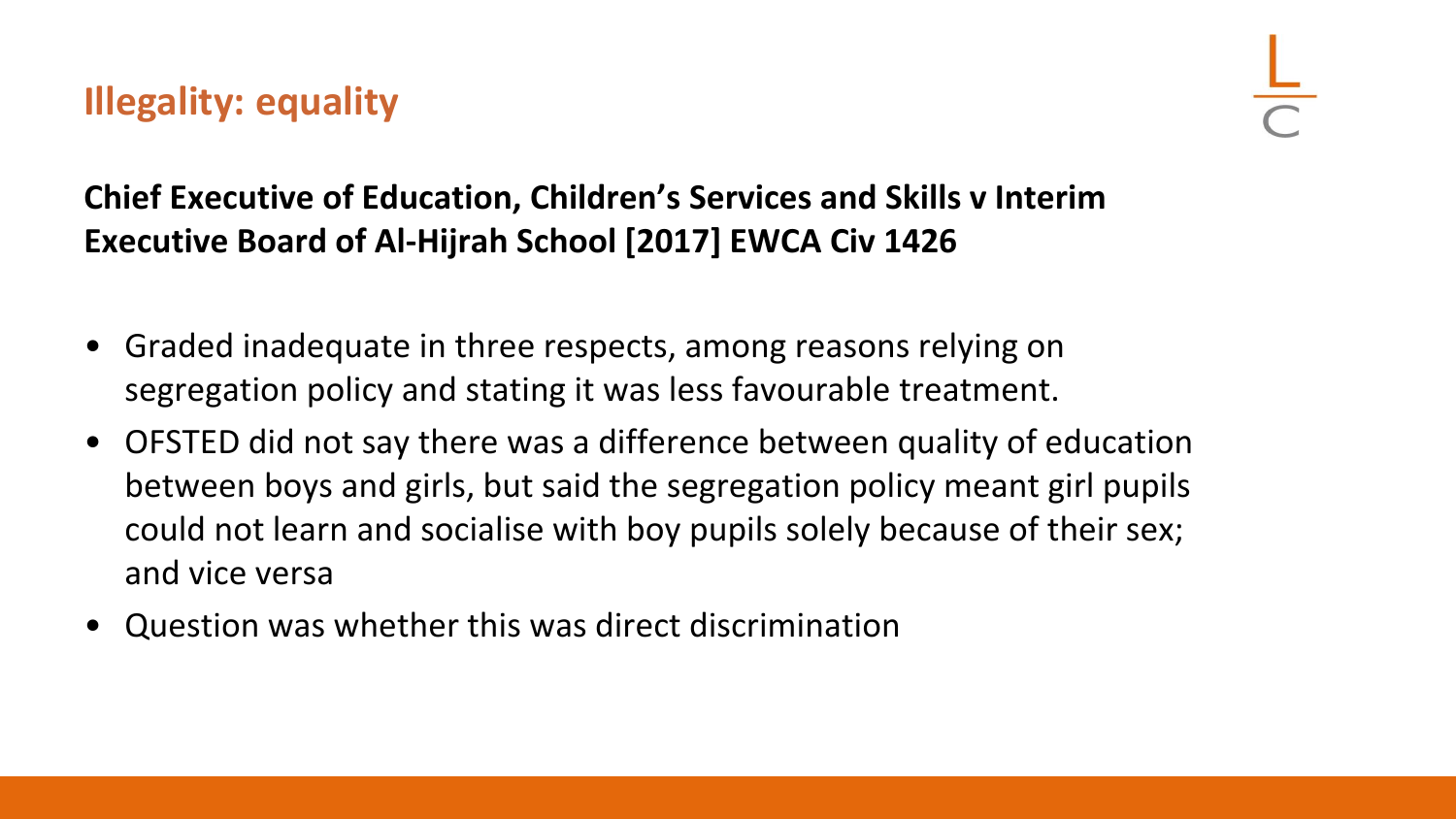## Illegality: equality

**Chief Executive of Education, Children's Services and Skills v Interim Executive Board of Al-Hijrah School [2017] EWCA Civ 1426**

- Graded inadequate in three respects, among reasons relying on segregation policy and stating it was less favourable treatment.
- OFSTED did not say there was a difference between quality of education between boys and girls, but said the segregation policy meant girl pupils could not learn and socialise with boy pupils solely because of their sex; and vice versa
- Question was whether this was direct discrimination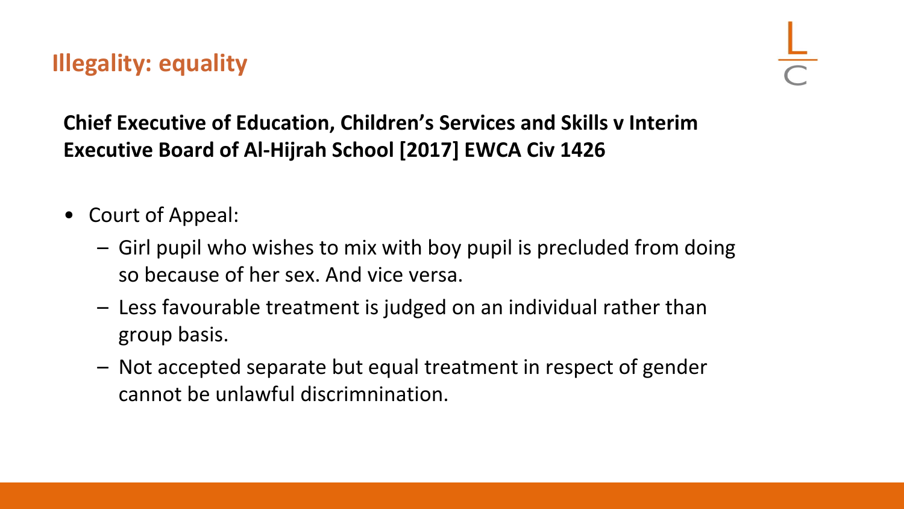## Illegality: equality

**Chief Executive of Education, Children's Services and Skills v Interim Executive Board of Al-Hijrah School [2017] EWCA Civ 1426**

- Court of Appeal:
  - Girl pupil who wishes to mix with boy pupil is precluded from doing so because of her sex. And vice versa.
  - Less favourable treatment is judged on an individual rather than group basis.
  - Not accepted separate but equal treatment in respect of gender cannot be unlawful discrimnination.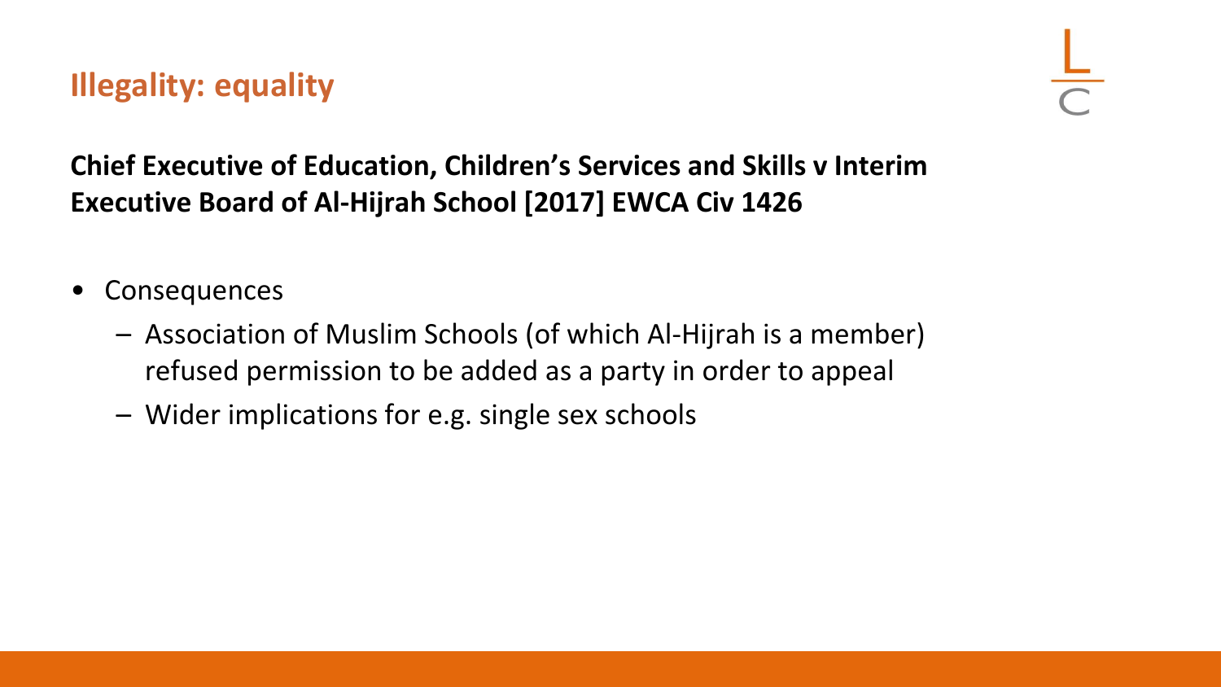## Illegality: equality

**Chief Executive of Education, Children's Services and Skills v Interim Executive Board of Al-Hijrah School [2017] EWCA Civ 1426**

- Consequences
  - Association of Muslim Schools (of which Al-Hijrah is a member) refused permission to be added as a party in order to appeal
  - Wider implications for e.g. single sex schools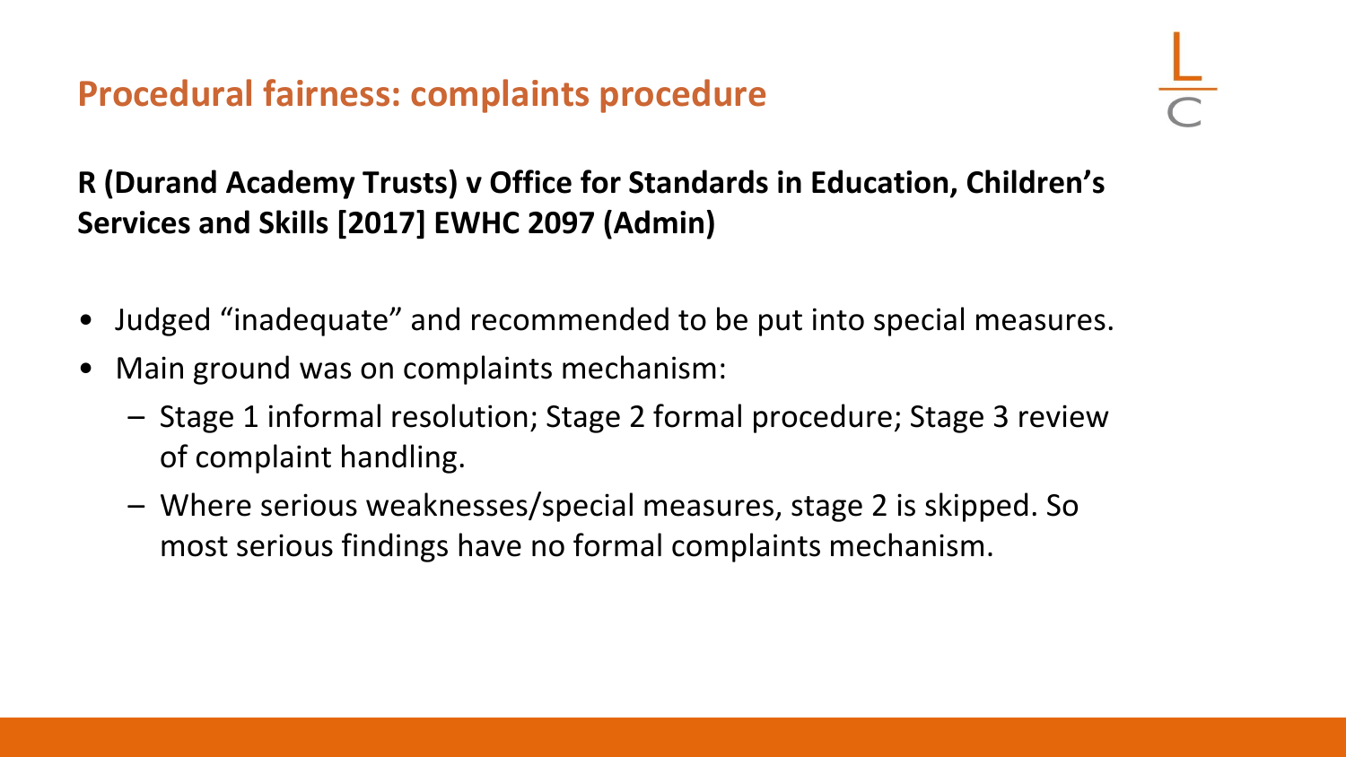## Procedural fairness: complaints procedure

**R (Durand Academy Trusts) v Office for Standards in Education, Children's Services and Skills [2017] EWHC 2097 (Admin)**

- Judged "inadequate" and recommended to be put into special measures.
- Main ground was on complaints mechanism:
  - Stage 1 informal resolution; Stage 2 formal procedure; Stage 3 review of complaint handling.
  - Where serious weaknesses/special measures, stage 2 is skipped. So most serious findings have no formal complaints mechanism.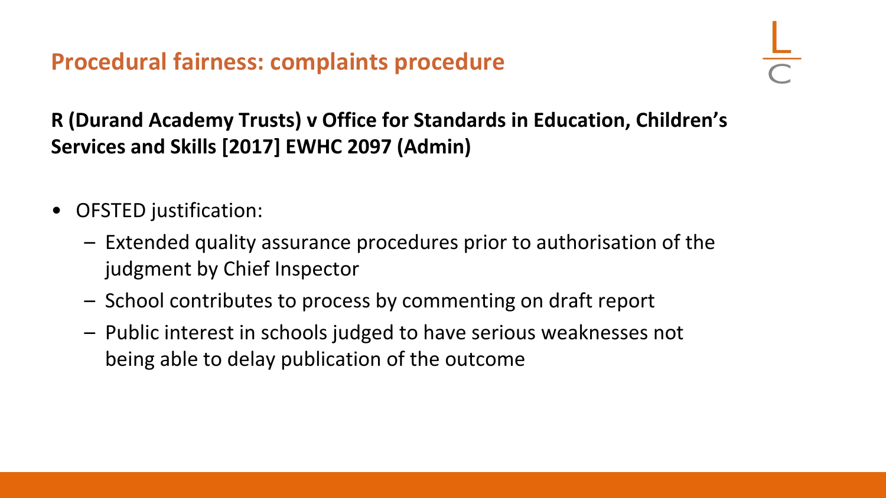## Procedural fairness: complaints procedure

**R (Durand Academy Trusts) v Office for Standards in Education, Children's Services and Skills [2017] EWHC 2097 (Admin)**

- OFSTED justification:
  - Extended quality assurance procedures prior to authorisation of the judgment by Chief Inspector
  - School contributes to process by commenting on draft report
  - Public interest in schools judged to have serious weaknesses not being able to delay publication of the outcome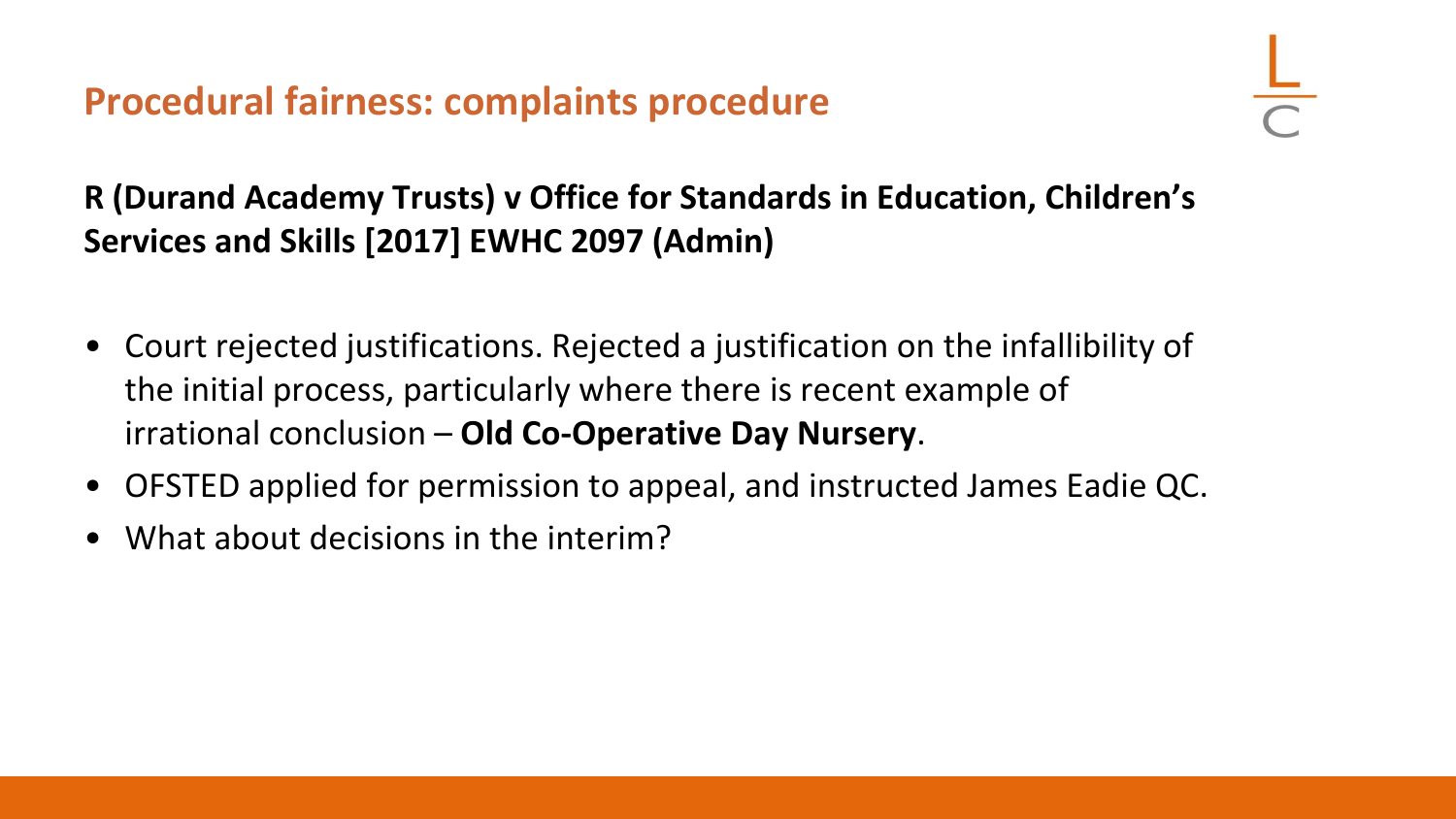## Procedural fairness: complaints procedure

**R (Durand Academy Trusts) v Office for Standards in Education, Children's Services and Skills [2017] EWHC 2097 (Admin)**

- Court rejected justifications. Rejected a justification on the infallibility of the initial process, particularly where there is recent example of irrational conclusion – **Old Co-Operative Day Nursery**.
- OFSTED applied for permission to appeal, and instructed James Eadie QC.
- What about decisions in the interim?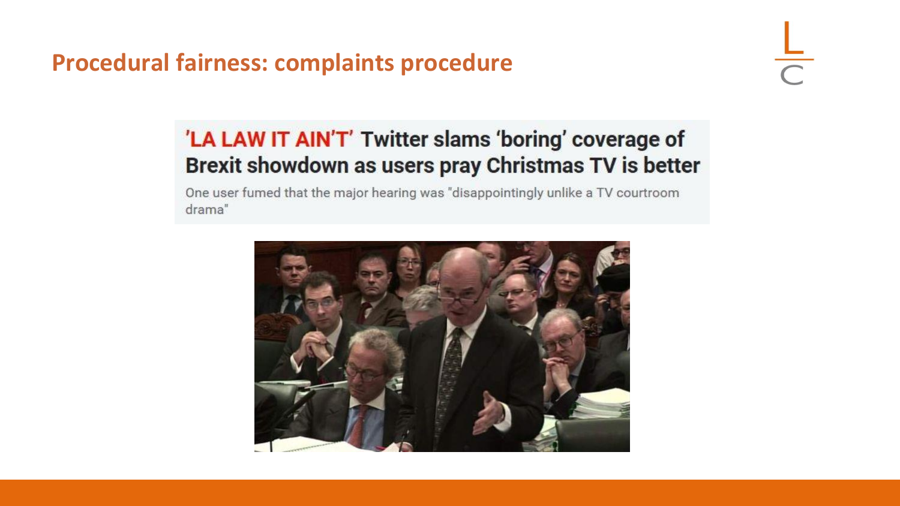## Procedural fairness: complaints procedure

**'LA LAW IT AIN'T' Twitter slams 'boring' coverage of Brexit showdown as users pray Christmas TV is better**

One user fumed that the major hearing was "disappointingly unlike a TV courtroom drama"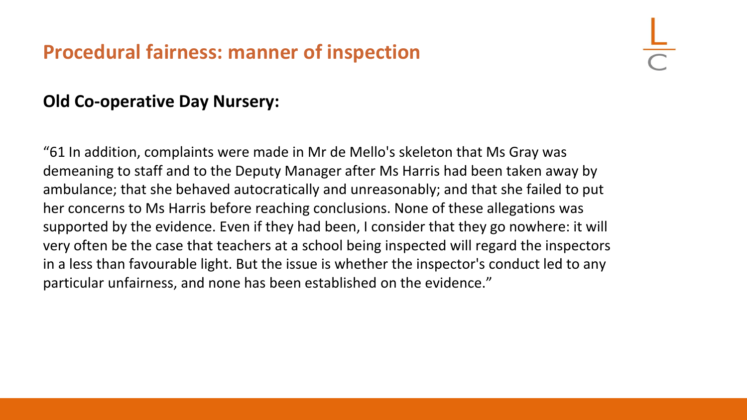## Procedural fairness: manner of inspection

**Old Co-operative Day Nursery:**

"61 In addition, complaints were made in Mr de Mello's skeleton that Ms Gray was demeaning to staff and to the Deputy Manager after Ms Harris had been taken away by ambulance; that she behaved autocratically and unreasonably; and that she failed to put her concerns to Ms Harris before reaching conclusions. None of these allegations was supported by the evidence. Even if they had been, I consider that they go nowhere: it will very often be the case that teachers at a school being inspected will regard the inspectors in a less than favourable light. But the issue is whether the inspector's conduct led to any particular unfairness, and none has been established on the evidence."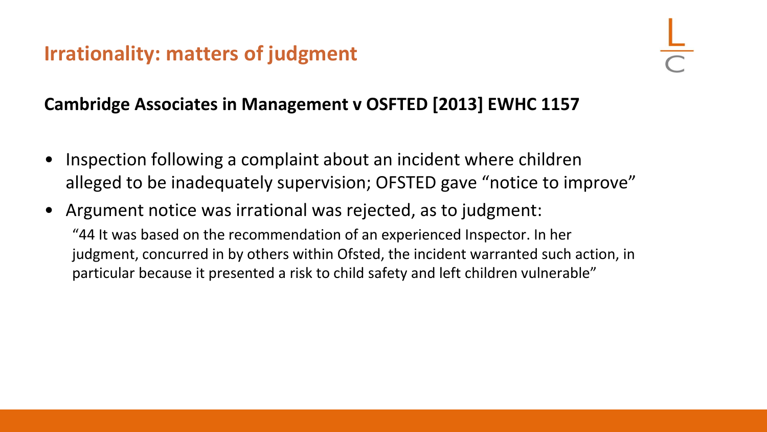# Irrationality: matters of judgment

**Cambridge Associates in Management v OSFTED [2013] EWHC 1157**

- Inspection following a complaint about an incident where children alleged to be inadequately supervision; OFSTED gave "notice to improve"
- Argument notice was irrational was rejected, as to judgment:

  "44 It was based on the recommendation of an experienced Inspector. In her judgment, concurred in by others within Ofsted, the incident warranted such action, in particular because it presented a risk to child safety and left children vulnerable"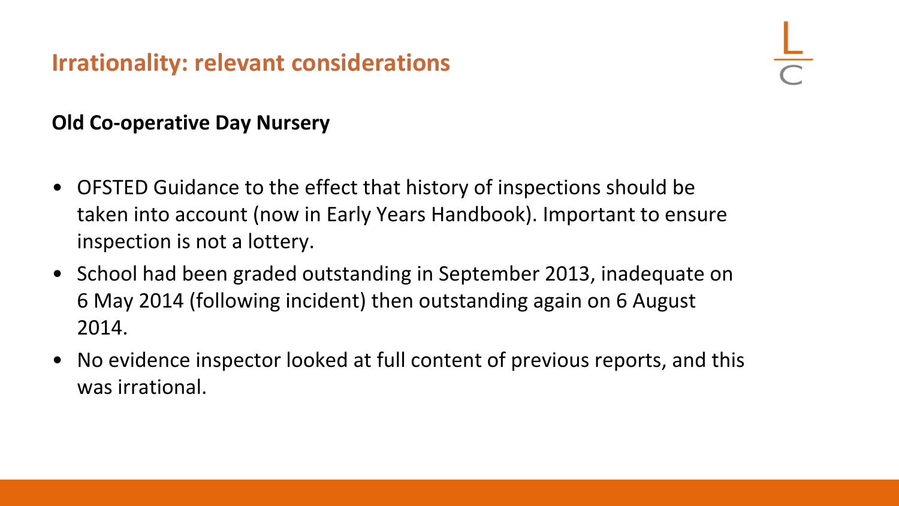# Irrationality: relevant considerations

**Old Co-operative Day Nursery**

- OFSTED Guidance to the effect that history of inspections should be taken into account (now in Early Years Handbook). Important to ensure inspection is not a lottery.
- School had been graded outstanding in September 2013, inadequate on 6 May 2014 (following incident) then outstanding again on 6 August 2014.
- No evidence inspector looked at full content of previous reports, and this was irrational.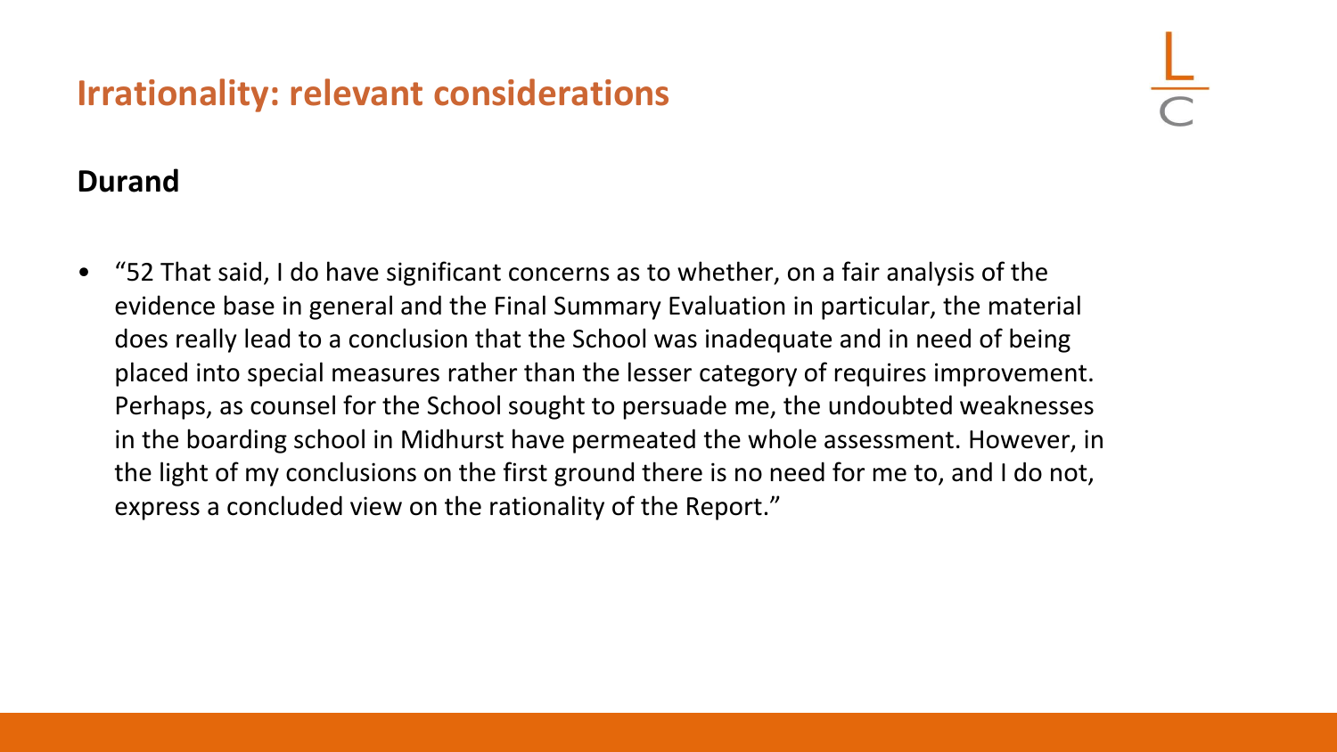## Irrationality: relevant considerations

**Durand**

- "52 That said, I do have significant concerns as to whether, on a fair analysis of the evidence base in general and the Final Summary Evaluation in particular, the material does really lead to a conclusion that the School was inadequate and in need of being placed into special measures rather than the lesser category of requires improvement. Perhaps, as counsel for the School sought to persuade me, the undoubted weaknesses in the boarding school in Midhurst have permeated the whole assessment. However, in the light of my conclusions on the first ground there is no need for me to, and I do not, express a concluded view on the rationality of the Report."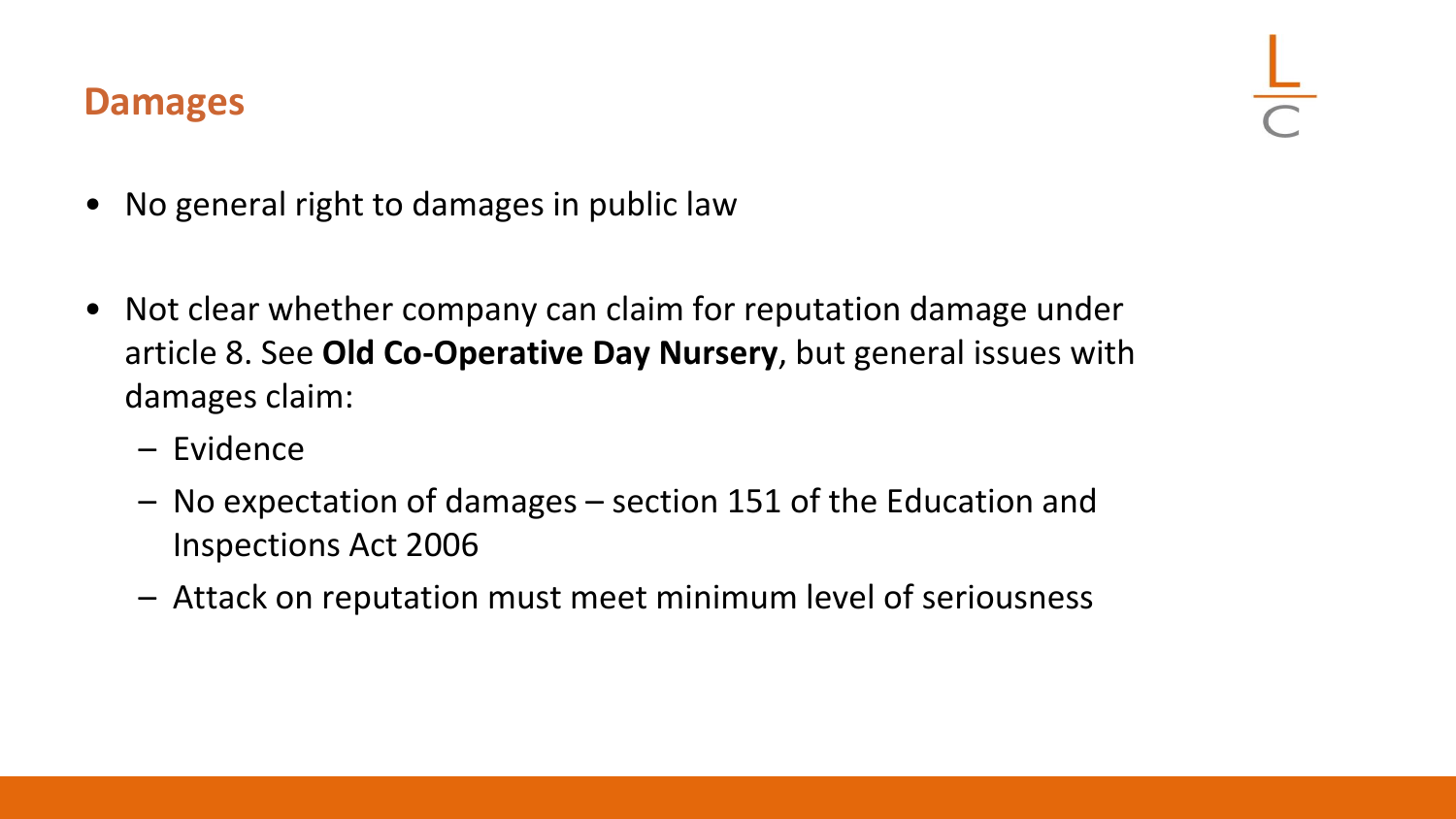## Damages

- No general right to damages in public law
- Not clear whether company can claim for reputation damage under article 8. See **Old Co-Operative Day Nursery**, but general issues with damages claim:
  - Evidence
  - No expectation of damages – section 151 of the Education and Inspections Act 2006
  - Attack on reputation must meet minimum level of seriousness